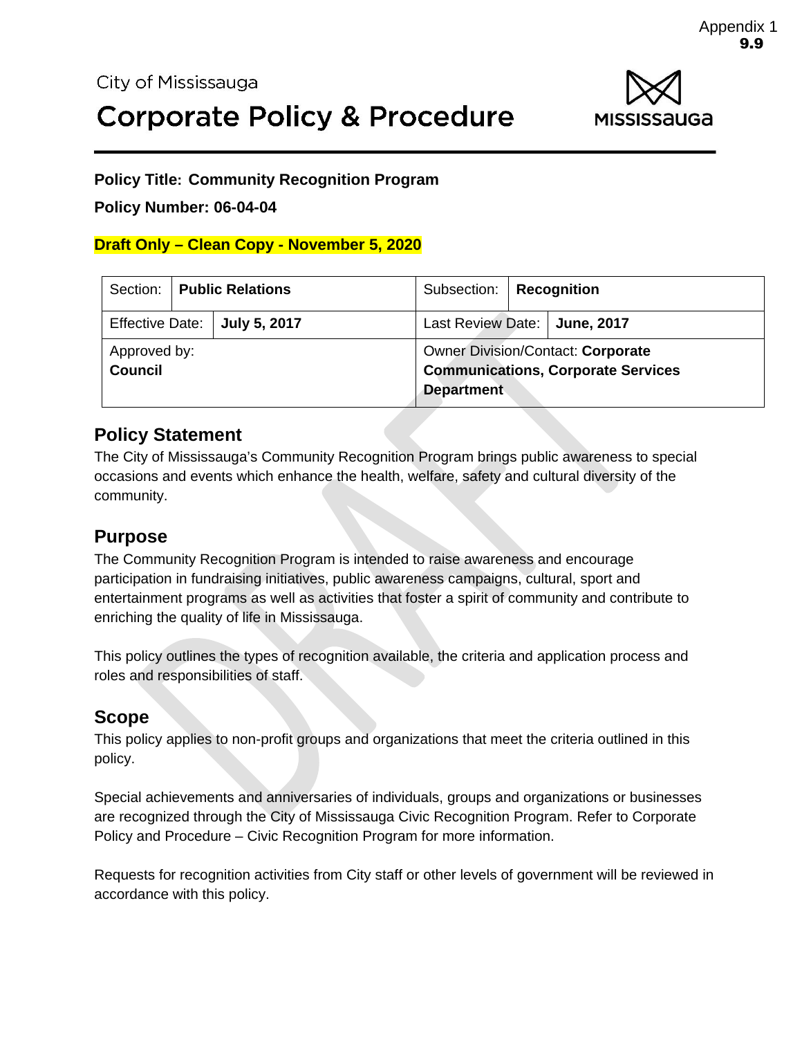Appendix 1
9.9

City of Mississauga

# Corporate Policy & Procedure

**Policy Title: Community Recognition Program**

**Policy Number: 06-04-04**

**Draft Only – Clean Copy - November 5, 2020**

| | | | |
|---|---|---|---|
| Section: | **Public Relations** | Subsection: | **Recognition** |
| Effective Date: | **July 5, 2017** | Last Review Date: | **June, 2017** |
| Approved by: **Council** | | Owner Division/Contact: **Corporate Communications, Corporate Services Department** | |

## Policy Statement

The City of Mississauga's Community Recognition Program brings public awareness to special occasions and events which enhance the health, welfare, safety and cultural diversity of the community.

## Purpose

The Community Recognition Program is intended to raise awareness and encourage participation in fundraising initiatives, public awareness campaigns, cultural, sport and entertainment programs as well as activities that foster a spirit of community and contribute to enriching the quality of life in Mississauga.

This policy outlines the types of recognition available, the criteria and application process and roles and responsibilities of staff.

## Scope

This policy applies to non-profit groups and organizations that meet the criteria outlined in this policy.

Special achievements and anniversaries of individuals, groups and organizations or businesses are recognized through the City of Mississauga Civic Recognition Program. Refer to Corporate Policy and Procedure – Civic Recognition Program for more information.

Requests for recognition activities from City staff or other levels of government will be reviewed in accordance with this policy.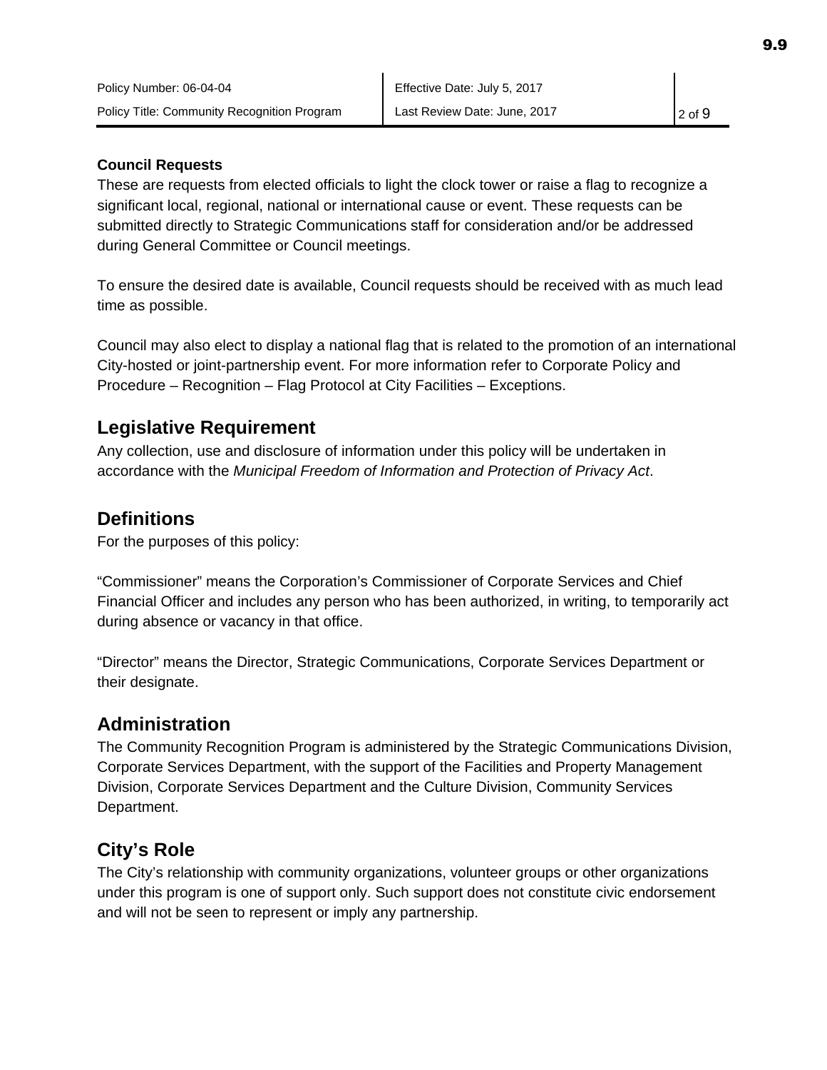**Council Requests**

These are requests from elected officials to light the clock tower or raise a flag to recognize a significant local, regional, national or international cause or event. These requests can be submitted directly to Strategic Communications staff for consideration and/or be addressed during General Committee or Council meetings.

To ensure the desired date is available, Council requests should be received with as much lead time as possible.

Council may also elect to display a national flag that is related to the promotion of an international City-hosted or joint-partnership event. For more information refer to Corporate Policy and Procedure – Recognition – Flag Protocol at City Facilities – Exceptions.

## Legislative Requirement

Any collection, use and disclosure of information under this policy will be undertaken in accordance with the *Municipal Freedom of Information and Protection of Privacy Act*.

## Definitions

For the purposes of this policy:

"Commissioner" means the Corporation's Commissioner of Corporate Services and Chief Financial Officer and includes any person who has been authorized, in writing, to temporarily act during absence or vacancy in that office.

"Director" means the Director, Strategic Communications, Corporate Services Department or their designate.

## Administration

The Community Recognition Program is administered by the Strategic Communications Division, Corporate Services Department, with the support of the Facilities and Property Management Division, Corporate Services Department and the Culture Division, Community Services Department.

## City's Role

The City's relationship with community organizations, volunteer groups or other organizations under this program is one of support only. Such support does not constitute civic endorsement and will not be seen to represent or imply any partnership.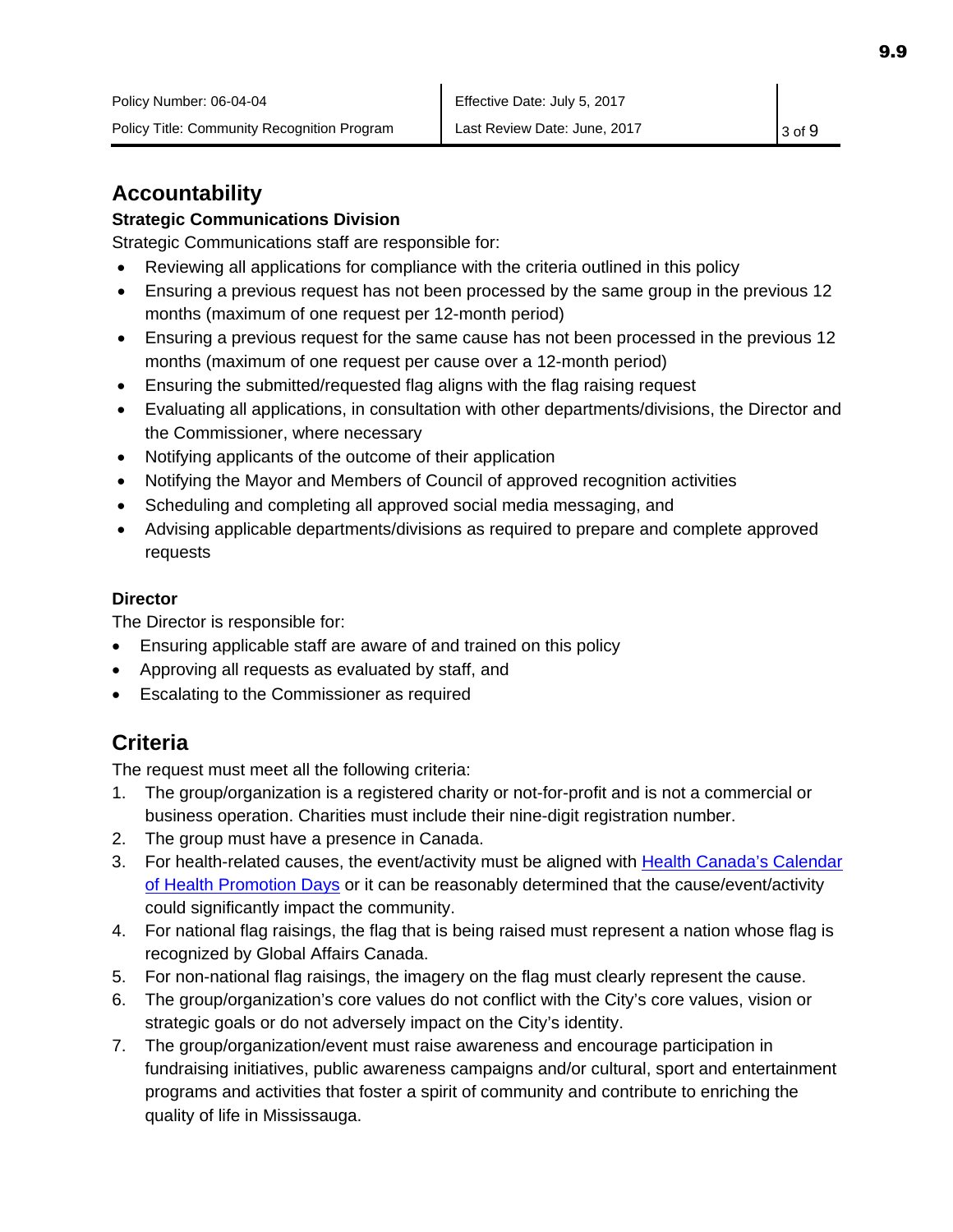## Accountability

### Strategic Communications Division

Strategic Communications staff are responsible for:

- Reviewing all applications for compliance with the criteria outlined in this policy
- Ensuring a previous request has not been processed by the same group in the previous 12 months (maximum of one request per 12-month period)
- Ensuring a previous request for the same cause has not been processed in the previous 12 months (maximum of one request per cause over a 12-month period)
- Ensuring the submitted/requested flag aligns with the flag raising request
- Evaluating all applications, in consultation with other departments/divisions, the Director and the Commissioner, where necessary
- Notifying applicants of the outcome of their application
- Notifying the Mayor and Members of Council of approved recognition activities
- Scheduling and completing all approved social media messaging, and
- Advising applicable departments/divisions as required to prepare and complete approved requests

### Director

The Director is responsible for:

- Ensuring applicable staff are aware of and trained on this policy
- Approving all requests as evaluated by staff, and
- Escalating to the Commissioner as required

## Criteria

The request must meet all the following criteria:

1. The group/organization is a registered charity or not-for-profit and is not a commercial or business operation. Charities must include their nine-digit registration number.
2. The group must have a presence in Canada.
3. For health-related causes, the event/activity must be aligned with Health Canada's Calendar of Health Promotion Days or it can be reasonably determined that the cause/event/activity could significantly impact the community.
4. For national flag raisings, the flag that is being raised must represent a nation whose flag is recognized by Global Affairs Canada.
5. For non-national flag raisings, the imagery on the flag must clearly represent the cause.
6. The group/organization's core values do not conflict with the City's core values, vision or strategic goals or do not adversely impact on the City's identity.
7. The group/organization/event must raise awareness and encourage participation in fundraising initiatives, public awareness campaigns and/or cultural, sport and entertainment programs and activities that foster a spirit of community and contribute to enriching the quality of life in Mississauga.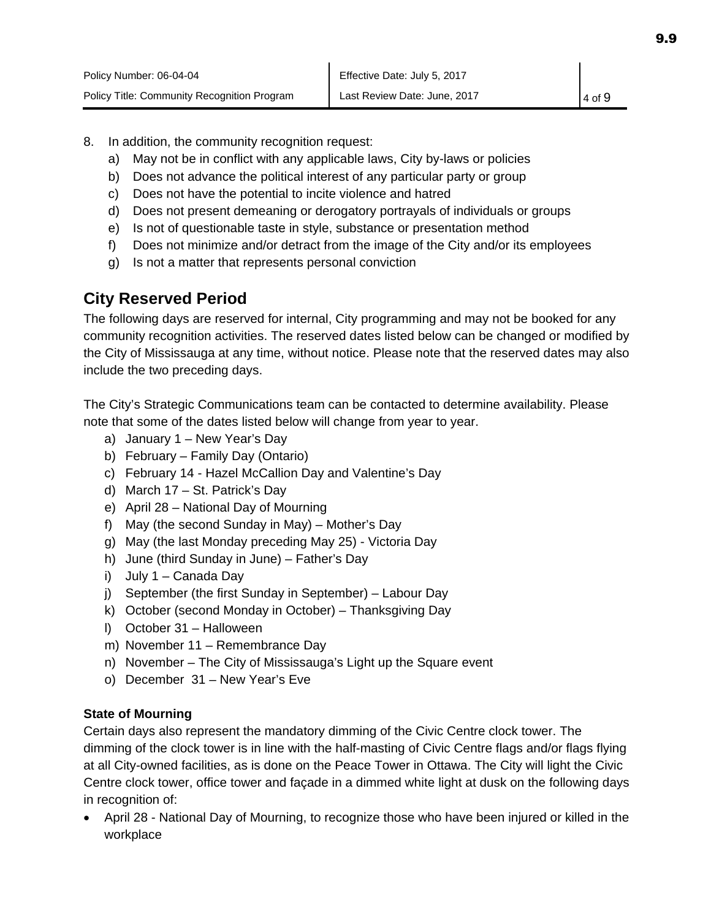8. In addition, the community recognition request:
   a) May not be in conflict with any applicable laws, City by-laws or policies
   b) Does not advance the political interest of any particular party or group
   c) Does not have the potential to incite violence and hatred
   d) Does not present demeaning or derogatory portrayals of individuals or groups
   e) Is not of questionable taste in style, substance or presentation method
   f) Does not minimize and/or detract from the image of the City and/or its employees
   g) Is not a matter that represents personal conviction

## City Reserved Period

The following days are reserved for internal, City programming and may not be booked for any community recognition activities. The reserved dates listed below can be changed or modified by the City of Mississauga at any time, without notice. Please note that the reserved dates may also include the two preceding days.

The City's Strategic Communications team can be contacted to determine availability. Please note that some of the dates listed below will change from year to year.

a) January 1 – New Year's Day
b) February – Family Day (Ontario)
c) February 14 - Hazel McCallion Day and Valentine's Day
d) March 17 – St. Patrick's Day
e) April 28 – National Day of Mourning
f) May (the second Sunday in May) – Mother's Day
g) May (the last Monday preceding May 25) - Victoria Day
h) June (third Sunday in June) – Father's Day
i) July 1 – Canada Day
j) September (the first Sunday in September) – Labour Day
k) October (second Monday in October) – Thanksgiving Day
l) October 31 – Halloween
m) November 11 – Remembrance Day
n) November – The City of Mississauga's Light up the Square event
o) December 31 – New Year's Eve

**State of Mourning**

Certain days also represent the mandatory dimming of the Civic Centre clock tower. The dimming of the clock tower is in line with the half-masting of Civic Centre flags and/or flags flying at all City-owned facilities, as is done on the Peace Tower in Ottawa. The City will light the Civic Centre clock tower, office tower and façade in a dimmed white light at dusk on the following days in recognition of:

- April 28 - National Day of Mourning, to recognize those who have been injured or killed in the workplace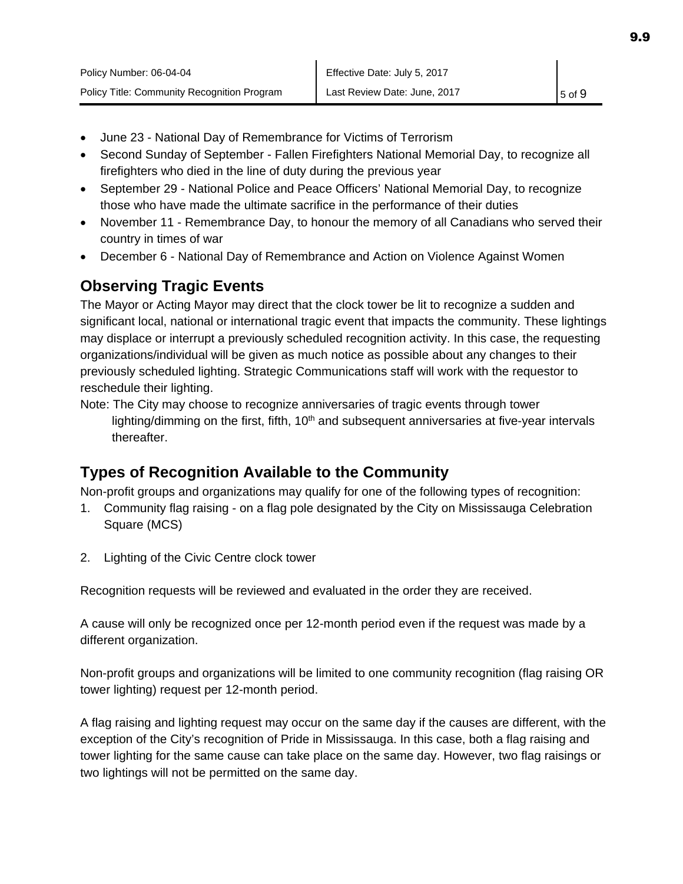- June 23 - National Day of Remembrance for Victims of Terrorism
- Second Sunday of September - Fallen Firefighters National Memorial Day, to recognize all firefighters who died in the line of duty during the previous year
- September 29 - National Police and Peace Officers' National Memorial Day, to recognize those who have made the ultimate sacrifice in the performance of their duties
- November 11 - Remembrance Day, to honour the memory of all Canadians who served their country in times of war
- December 6 - National Day of Remembrance and Action on Violence Against Women

## Observing Tragic Events

The Mayor or Acting Mayor may direct that the clock tower be lit to recognize a sudden and significant local, national or international tragic event that impacts the community. These lightings may displace or interrupt a previously scheduled recognition activity. In this case, the requesting organizations/individual will be given as much notice as possible about any changes to their previously scheduled lighting. Strategic Communications staff will work with the requestor to reschedule their lighting.

Note: The City may choose to recognize anniversaries of tragic events through tower lighting/dimming on the first, fifth, 10th and subsequent anniversaries at five-year intervals thereafter.

## Types of Recognition Available to the Community

Non-profit groups and organizations may qualify for one of the following types of recognition:

1. Community flag raising - on a flag pole designated by the City on Mississauga Celebration Square (MCS)
2. Lighting of the Civic Centre clock tower

Recognition requests will be reviewed and evaluated in the order they are received.

A cause will only be recognized once per 12-month period even if the request was made by a different organization.

Non-profit groups and organizations will be limited to one community recognition (flag raising OR tower lighting) request per 12-month period.

A flag raising and lighting request may occur on the same day if the causes are different, with the exception of the City's recognition of Pride in Mississauga. In this case, both a flag raising and tower lighting for the same cause can take place on the same day. However, two flag raisings or two lightings will not be permitted on the same day.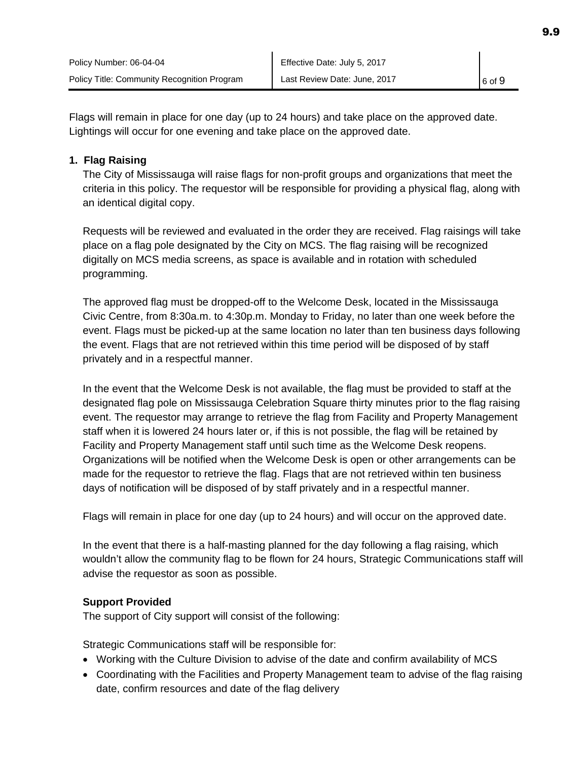Flags will remain in place for one day (up to 24 hours) and take place on the approved date. Lightings will occur for one evening and take place on the approved date.

### 1. Flag Raising

The City of Mississauga will raise flags for non-profit groups and organizations that meet the criteria in this policy. The requestor will be responsible for providing a physical flag, along with an identical digital copy.

Requests will be reviewed and evaluated in the order they are received. Flag raisings will take place on a flag pole designated by the City on MCS. The flag raising will be recognized digitally on MCS media screens, as space is available and in rotation with scheduled programming.

The approved flag must be dropped-off to the Welcome Desk, located in the Mississauga Civic Centre, from 8:30a.m. to 4:30p.m. Monday to Friday, no later than one week before the event. Flags must be picked-up at the same location no later than ten business days following the event. Flags that are not retrieved within this time period will be disposed of by staff privately and in a respectful manner.

In the event that the Welcome Desk is not available, the flag must be provided to staff at the designated flag pole on Mississauga Celebration Square thirty minutes prior to the flag raising event. The requestor may arrange to retrieve the flag from Facility and Property Management staff when it is lowered 24 hours later or, if this is not possible, the flag will be retained by Facility and Property Management staff until such time as the Welcome Desk reopens. Organizations will be notified when the Welcome Desk is open or other arrangements can be made for the requestor to retrieve the flag. Flags that are not retrieved within ten business days of notification will be disposed of by staff privately and in a respectful manner.

Flags will remain in place for one day (up to 24 hours) and will occur on the approved date.

In the event that there is a half-masting planned for the day following a flag raising, which wouldn't allow the community flag to be flown for 24 hours, Strategic Communications staff will advise the requestor as soon as possible.

#### Support Provided

The support of City support will consist of the following:

Strategic Communications staff will be responsible for:

- Working with the Culture Division to advise of the date and confirm availability of MCS
- Coordinating with the Facilities and Property Management team to advise of the flag raising date, confirm resources and date of the flag delivery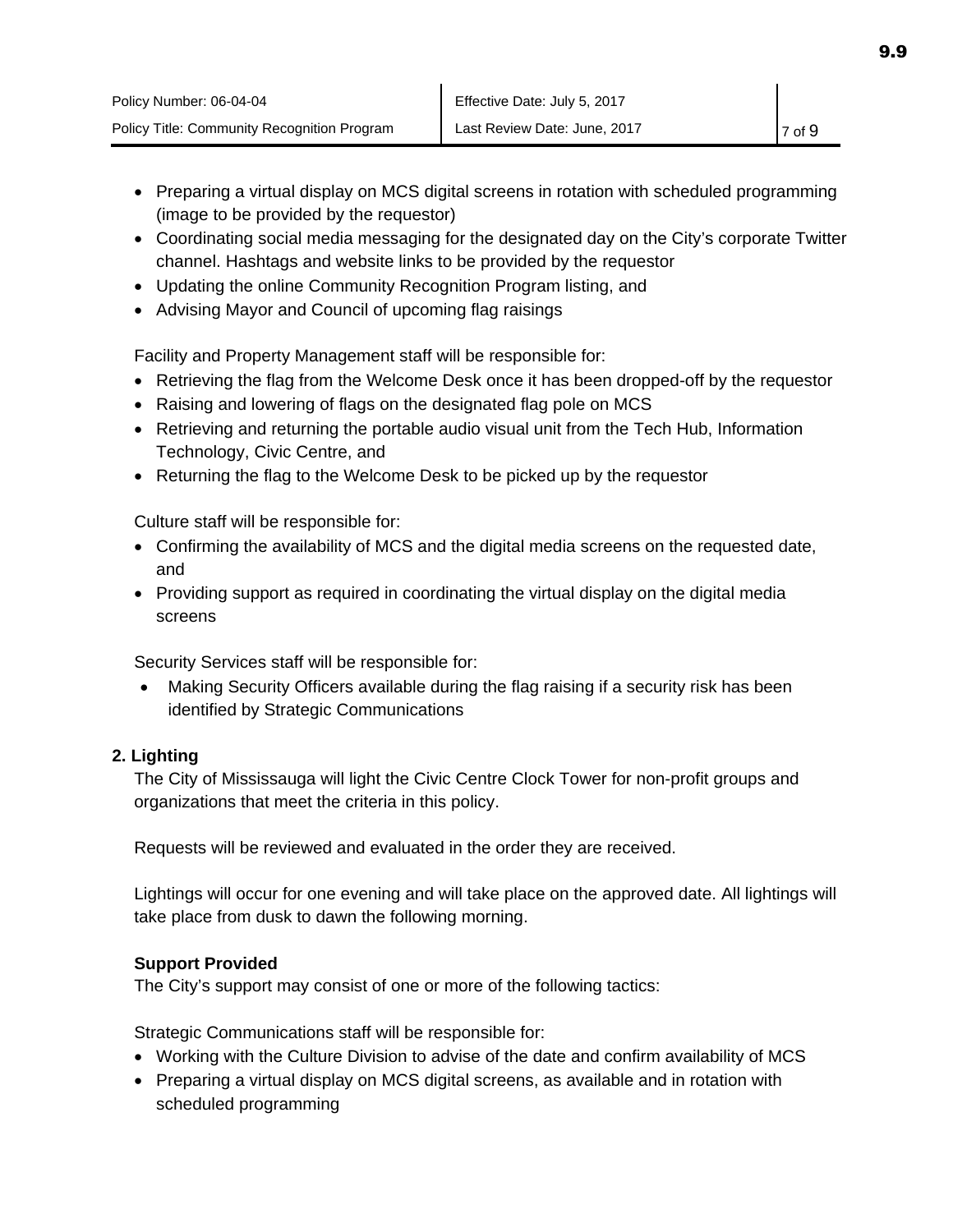- Preparing a virtual display on MCS digital screens in rotation with scheduled programming (image to be provided by the requestor)
- Coordinating social media messaging for the designated day on the City's corporate Twitter channel. Hashtags and website links to be provided by the requestor
- Updating the online Community Recognition Program listing, and
- Advising Mayor and Council of upcoming flag raisings

Facility and Property Management staff will be responsible for:

- Retrieving the flag from the Welcome Desk once it has been dropped-off by the requestor
- Raising and lowering of flags on the designated flag pole on MCS
- Retrieving and returning the portable audio visual unit from the Tech Hub, Information Technology, Civic Centre, and
- Returning the flag to the Welcome Desk to be picked up by the requestor

Culture staff will be responsible for:

- Confirming the availability of MCS and the digital media screens on the requested date, and
- Providing support as required in coordinating the virtual display on the digital media screens

Security Services staff will be responsible for:

- Making Security Officers available during the flag raising if a security risk has been identified by Strategic Communications

**2. Lighting**

The City of Mississauga will light the Civic Centre Clock Tower for non-profit groups and organizations that meet the criteria in this policy.

Requests will be reviewed and evaluated in the order they are received.

Lightings will occur for one evening and will take place on the approved date. All lightings will take place from dusk to dawn the following morning.

**Support Provided**

The City's support may consist of one or more of the following tactics:

Strategic Communications staff will be responsible for:

- Working with the Culture Division to advise of the date and confirm availability of MCS
- Preparing a virtual display on MCS digital screens, as available and in rotation with scheduled programming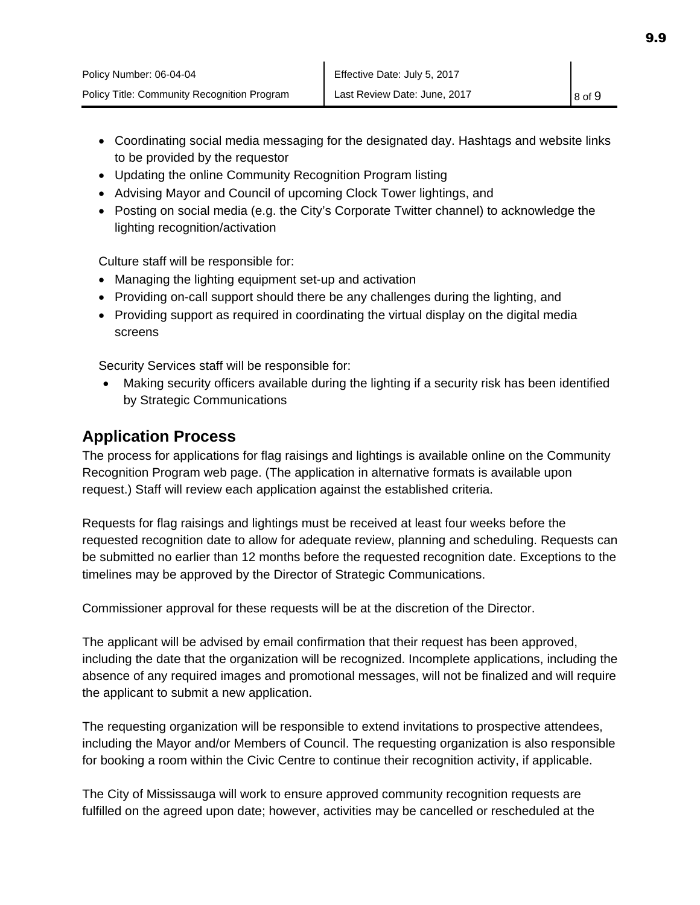- Coordinating social media messaging for the designated day. Hashtags and website links to be provided by the requestor
- Updating the online Community Recognition Program listing
- Advising Mayor and Council of upcoming Clock Tower lightings, and
- Posting on social media (e.g. the City's Corporate Twitter channel) to acknowledge the lighting recognition/activation

Culture staff will be responsible for:

- Managing the lighting equipment set-up and activation
- Providing on-call support should there be any challenges during the lighting, and
- Providing support as required in coordinating the virtual display on the digital media screens

Security Services staff will be responsible for:

- Making security officers available during the lighting if a security risk has been identified by Strategic Communications

## Application Process

The process for applications for flag raisings and lightings is available online on the Community Recognition Program web page. (The application in alternative formats is available upon request.) Staff will review each application against the established criteria.

Requests for flag raisings and lightings must be received at least four weeks before the requested recognition date to allow for adequate review, planning and scheduling. Requests can be submitted no earlier than 12 months before the requested recognition date. Exceptions to the timelines may be approved by the Director of Strategic Communications.

Commissioner approval for these requests will be at the discretion of the Director.

The applicant will be advised by email confirmation that their request has been approved, including the date that the organization will be recognized. Incomplete applications, including the absence of any required images and promotional messages, will not be finalized and will require the applicant to submit a new application.

The requesting organization will be responsible to extend invitations to prospective attendees, including the Mayor and/or Members of Council. The requesting organization is also responsible for booking a room within the Civic Centre to continue their recognition activity, if applicable.

The City of Mississauga will work to ensure approved community recognition requests are fulfilled on the agreed upon date; however, activities may be cancelled or rescheduled at the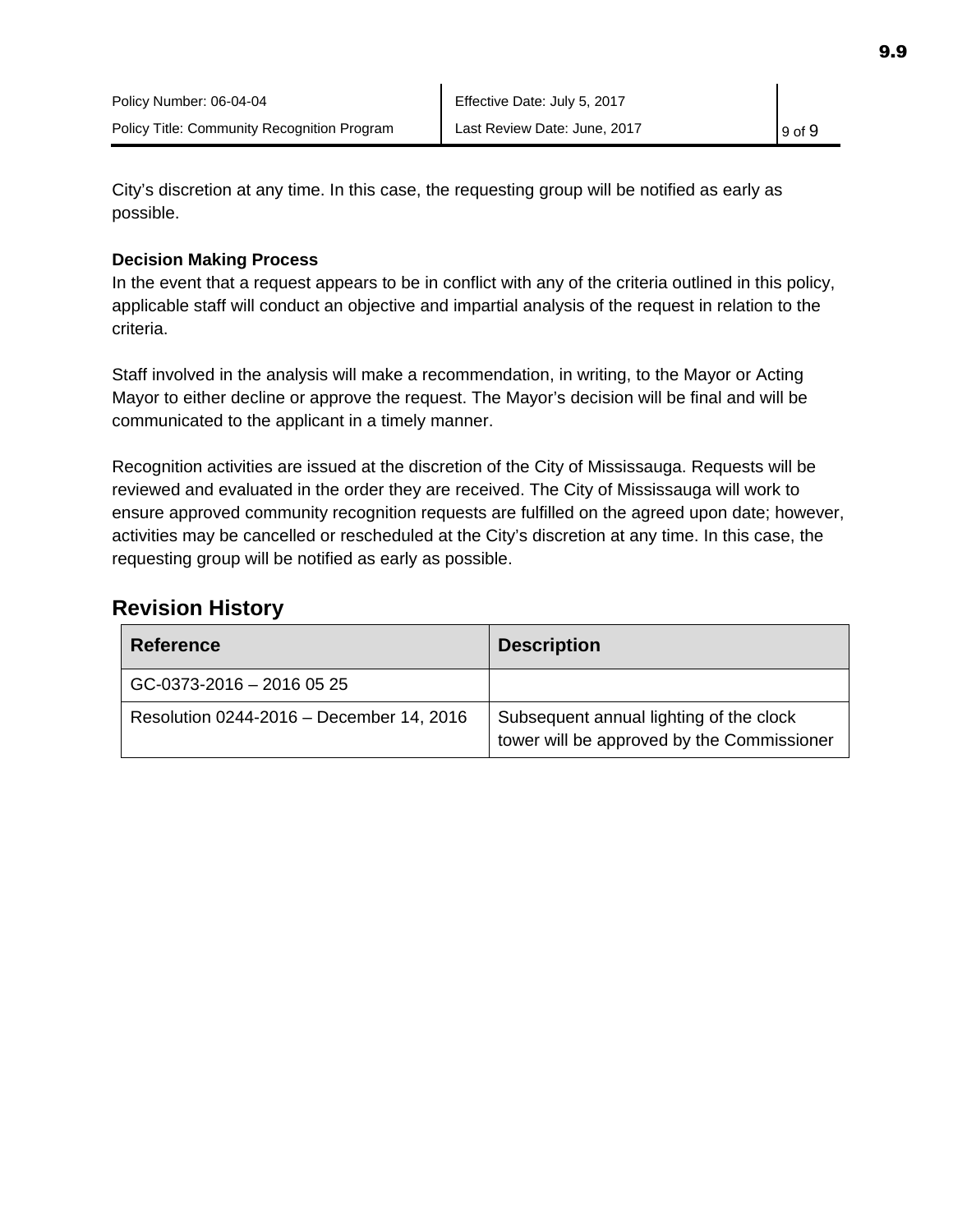City's discretion at any time. In this case, the requesting group will be notified as early as possible.

**Decision Making Process**

In the event that a request appears to be in conflict with any of the criteria outlined in this policy, applicable staff will conduct an objective and impartial analysis of the request in relation to the criteria.

Staff involved in the analysis will make a recommendation, in writing, to the Mayor or Acting Mayor to either decline or approve the request. The Mayor's decision will be final and will be communicated to the applicant in a timely manner.

Recognition activities are issued at the discretion of the City of Mississauga. Requests will be reviewed and evaluated in the order they are received. The City of Mississauga will work to ensure approved community recognition requests are fulfilled on the agreed upon date; however, activities may be cancelled or rescheduled at the City's discretion at any time. In this case, the requesting group will be notified as early as possible.

## Revision History

| Reference | Description |
| --- | --- |
| GC-0373-2016 – 2016 05 25 | |
| Resolution 0244-2016 – December 14, 2016 | Subsequent annual lighting of the clock tower will be approved by the Commissioner |